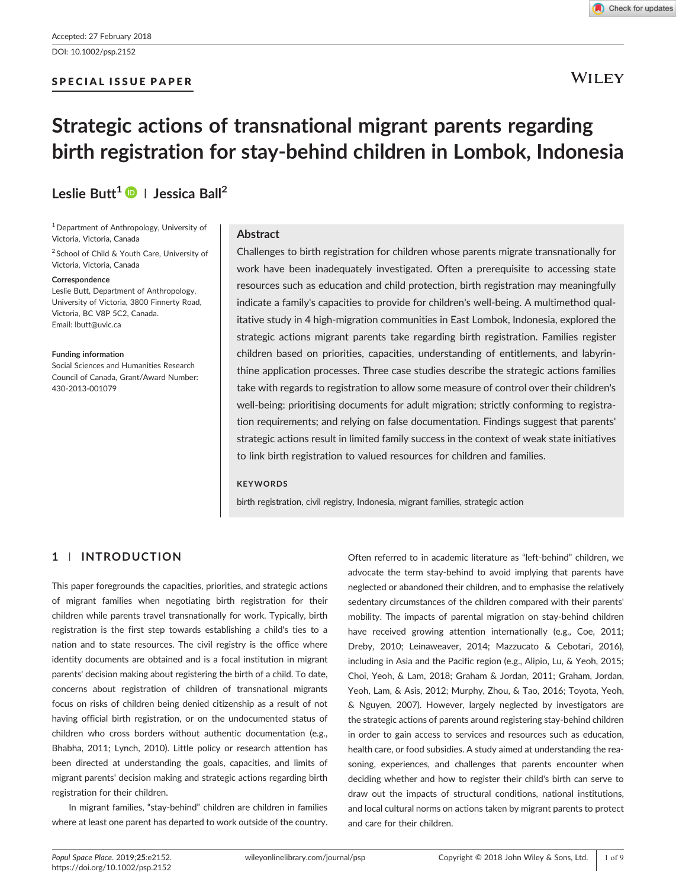Accepted: 27 February 2018

DOI: 10.1002/psp.2152

**SPECIAL ISSUE PAPER**

# Strategic actions of transnational migrant parents regarding birth registration for stay-behind children in Lombok, Indonesia

Leslie Butt[1] | Jessica Ball[2]

[1] Department of Anthropology, University of Victoria, Victoria, Canada

[2] School of Child & Youth Care, University of Victoria, Victoria, Canada

**Correspondence**
Leslie Butt, Department of Anthropology, University of Victoria, 3800 Finnerty Road, Victoria, BC V8P 5C2, Canada.
Email: lbutt@uvic.ca

**Funding information**
Social Sciences and Humanities Research Council of Canada, Grant/Award Number: 430-2013-001079

## Abstract

Challenges to birth registration for children whose parents migrate transnationally for work have been inadequately investigated. Often a prerequisite to accessing state resources such as education and child protection, birth registration may meaningfully indicate a family's capacities to provide for children's well-being. A multimethod qualitative study in 4 high-migration communities in East Lombok, Indonesia, explored the strategic actions migrant parents take regarding birth registration. Families register children based on priorities, capacities, understanding of entitlements, and labyrinthine application processes. Three case studies describe the strategic actions families take with regards to registration to allow some measure of control over their children's well-being: prioritising documents for adult migration; strictly conforming to registration requirements; and relying on false documentation. Findings suggest that parents' strategic actions result in limited family success in the context of weak state initiatives to link birth registration to valued resources for children and families.

**KEYWORDS**

birth registration, civil registry, Indonesia, migrant families, strategic action

## 1 | INTRODUCTION

This paper foregrounds the capacities, priorities, and strategic actions of migrant families when negotiating birth registration for their children while parents travel transnationally for work. Typically, birth registration is the first step towards establishing a child's ties to a nation and to state resources. The civil registry is the office where identity documents are obtained and is a focal institution in migrant parents' decision making about registering the birth of a child. To date, concerns about registration of children of transnational migrants focus on risks of children being denied citizenship as a result of not having official birth registration, or on the undocumented status of children who cross borders without authentic documentation (e.g., Bhabha, 2011; Lynch, 2010). Little policy or research attention has been directed at understanding the goals, capacities, and limits of migrant parents' decision making and strategic actions regarding birth registration for their children.

In migrant families, "stay-behind" children are children in families where at least one parent has departed to work outside of the country. Often referred to in academic literature as "left-behind" children, we advocate the term stay-behind to avoid implying that parents have neglected or abandoned their children, and to emphasise the relatively sedentary circumstances of the children compared with their parents' mobility. The impacts of parental migration on stay-behind children have received growing attention internationally (e.g., Coe, 2011; Dreby, 2010; Leinaweaver, 2014; Mazzucato & Cebotari, 2016), including in Asia and the Pacific region (e.g., Alipio, Lu, & Yeoh, 2015; Choi, Yeoh, & Lam, 2018; Graham & Jordan, 2011; Graham, Jordan, Yeoh, Lam, & Asis, 2012; Murphy, Zhou, & Tao, 2016; Toyota, Yeoh, & Nguyen, 2007). However, largely neglected by investigators are the strategic actions of parents around registering stay-behind children in order to gain access to services and resources such as education, health care, or food subsidies. A study aimed at understanding the reasoning, experiences, and challenges that parents encounter when deciding whether and how to register their child's birth can serve to draw out the impacts of structural conditions, national institutions, and local cultural norms on actions taken by migrant parents to protect and care for their children.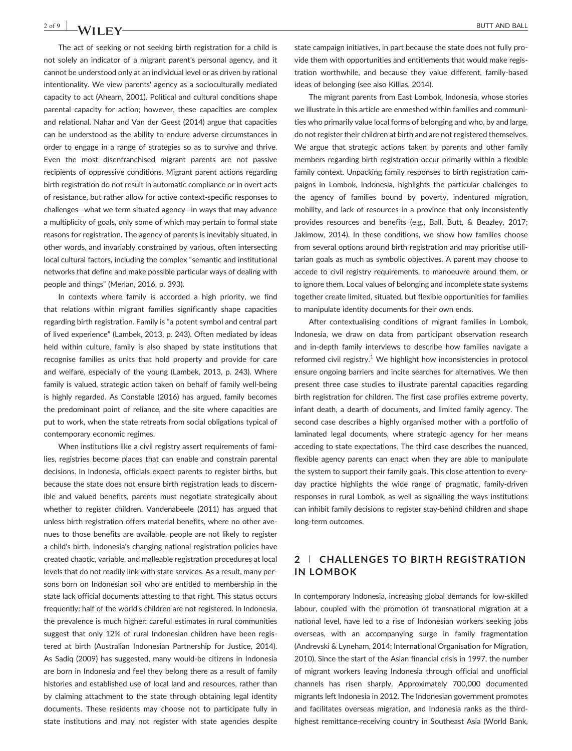The act of seeking or not seeking birth registration for a child is not solely an indicator of a migrant parent's personal agency, and it cannot be understood only at an individual level or as driven by rational intentionality. We view parents' agency as a socioculturally mediated capacity to act (Ahearn, 2001). Political and cultural conditions shape parental capacity for action; however, these capacities are complex and relational. Nahar and Van der Geest (2014) argue that capacities can be understood as the ability to endure adverse circumstances in order to engage in a range of strategies so as to survive and thrive. Even the most disenfranchised migrant parents are not passive recipients of oppressive conditions. Migrant parent actions regarding birth registration do not result in automatic compliance or in overt acts of resistance, but rather allow for active context-specific responses to challenges—what we term situated agency—in ways that may advance a multiplicity of goals, only some of which may pertain to formal state reasons for registration. The agency of parents is inevitably situated, in other words, and invariably constrained by various, often intersecting local cultural factors, including the complex "semantic and institutional networks that define and make possible particular ways of dealing with people and things" (Merlan, 2016, p. 393).

In contexts where family is accorded a high priority, we find that relations within migrant families significantly shape capacities regarding birth registration. Family is "a potent symbol and central part of lived experience" (Lambek, 2013, p. 243). Often mediated by ideas held within culture, family is also shaped by state institutions that recognise families as units that hold property and provide for care and welfare, especially of the young (Lambek, 2013, p. 243). Where family is valued, strategic action taken on behalf of family well-being is highly regarded. As Constable (2016) has argued, family becomes the predominant point of reliance, and the site where capacities are put to work, when the state retreats from social obligations typical of contemporary economic regimes.

When institutions like a civil registry assert requirements of families, registries become places that can enable and constrain parental decisions. In Indonesia, officials expect parents to register births, but because the state does not ensure birth registration leads to discernible and valued benefits, parents must negotiate strategically about whether to register children. Vandenabeele (2011) has argued that unless birth registration offers material benefits, where no other avenues to those benefits are available, people are not likely to register a child's birth. Indonesia's changing national registration policies have created chaotic, variable, and malleable registration procedures at local levels that do not readily link with state services. As a result, many persons born on Indonesian soil who are entitled to membership in the state lack official documents attesting to that right. This status occurs frequently: half of the world's children are not registered. In Indonesia, the prevalence is much higher: careful estimates in rural communities suggest that only 12% of rural Indonesian children have been registered at birth (Australian Indonesian Partnership for Justice, 2014). As Sadiq (2009) has suggested, many would-be citizens in Indonesia are born in Indonesia and feel they belong there as a result of family histories and established use of local land and resources, rather than by claiming attachment to the state through obtaining legal identity documents. These residents may choose not to participate fully in state institutions and may not register with state agencies despite state campaign initiatives, in part because the state does not fully provide them with opportunities and entitlements that would make registration worthwhile, and because they value different, family-based ideas of belonging (see also Killias, 2014).

The migrant parents from East Lombok, Indonesia, whose stories we illustrate in this article are enmeshed within families and communities who primarily value local forms of belonging and who, by and large, do not register their children at birth and are not registered themselves. We argue that strategic actions taken by parents and other family members regarding birth registration occur primarily within a flexible family context. Unpacking family responses to birth registration campaigns in Lombok, Indonesia, highlights the particular challenges to the agency of families bound by poverty, indentured migration, mobility, and lack of resources in a province that only inconsistently provides resources and benefits (e.g., Ball, Butt, & Beazley, 2017; Jakimow, 2014). In these conditions, we show how families choose from several options around birth registration and may prioritise utilitarian goals as much as symbolic objectives. A parent may choose to accede to civil registry requirements, to manoeuvre around them, or to ignore them. Local values of belonging and incomplete state systems together create limited, situated, but flexible opportunities for families to manipulate identity documents for their own ends.

After contextualising conditions of migrant families in Lombok, Indonesia, we draw on data from participant observation research and in-depth family interviews to describe how families navigate a reformed civil registry.[1] We highlight how inconsistencies in protocol ensure ongoing barriers and incite searches for alternatives. We then present three case studies to illustrate parental capacities regarding birth registration for children. The first case profiles extreme poverty, infant death, a dearth of documents, and limited family agency. The second case describes a highly organised mother with a portfolio of laminated legal documents, where strategic agency for her means acceding to state expectations. The third case describes the nuanced, flexible agency parents can enact when they are able to manipulate the system to support their family goals. This close attention to everyday practice highlights the wide range of pragmatic, family-driven responses in rural Lombok, as well as signalling the ways institutions can inhibit family decisions to register stay-behind children and shape long-term outcomes.

## 2 | CHALLENGES TO BIRTH REGISTRATION IN LOMBOK

In contemporary Indonesia, increasing global demands for low-skilled labour, coupled with the promotion of transnational migration at a national level, have led to a rise of Indonesian workers seeking jobs overseas, with an accompanying surge in family fragmentation (Andrevski & Lyneham, 2014; International Organisation for Migration, 2010). Since the start of the Asian financial crisis in 1997, the number of migrant workers leaving Indonesia through official and unofficial channels has risen sharply. Approximately 700,000 documented migrants left Indonesia in 2012. The Indonesian government promotes and facilitates overseas migration, and Indonesia ranks as the third-highest remittance-receiving country in Southeast Asia (World Bank,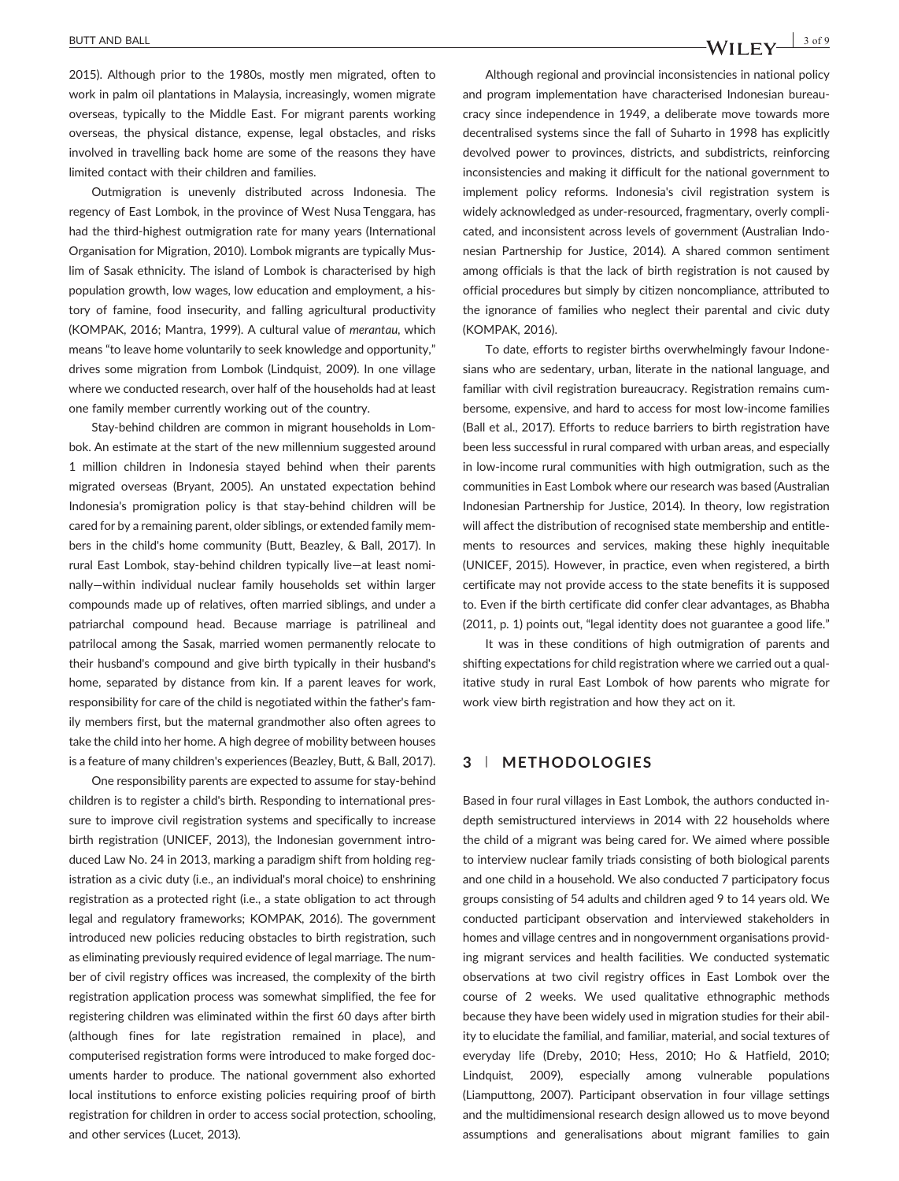2015). Although prior to the 1980s, mostly men migrated, often to work in palm oil plantations in Malaysia, increasingly, women migrate overseas, typically to the Middle East. For migrant parents working overseas, the physical distance, expense, legal obstacles, and risks involved in travelling back home are some of the reasons they have limited contact with their children and families.

Outmigration is unevenly distributed across Indonesia. The regency of East Lombok, in the province of West Nusa Tenggara, has had the third-highest outmigration rate for many years (International Organisation for Migration, 2010). Lombok migrants are typically Muslim of Sasak ethnicity. The island of Lombok is characterised by high population growth, low wages, low education and employment, a history of famine, food insecurity, and falling agricultural productivity (KOMPAK, 2016; Mantra, 1999). A cultural value of *merantau*, which means "to leave home voluntarily to seek knowledge and opportunity," drives some migration from Lombok (Lindquist, 2009). In one village where we conducted research, over half of the households had at least one family member currently working out of the country.

Stay-behind children are common in migrant households in Lombok. An estimate at the start of the new millennium suggested around 1 million children in Indonesia stayed behind when their parents migrated overseas (Bryant, 2005). An unstated expectation behind Indonesia's promigration policy is that stay-behind children will be cared for by a remaining parent, older siblings, or extended family members in the child's home community (Butt, Beazley, & Ball, 2017). In rural East Lombok, stay-behind children typically live—at least nominally—within individual nuclear family households set within larger compounds made up of relatives, often married siblings, and under a patriarchal compound head. Because marriage is patrilineal and patrilocal among the Sasak, married women permanently relocate to their husband's compound and give birth typically in their husband's home, separated by distance from kin. If a parent leaves for work, responsibility for care of the child is negotiated within the father's family members first, but the maternal grandmother also often agrees to take the child into her home. A high degree of mobility between houses is a feature of many children's experiences (Beazley, Butt, & Ball, 2017).

One responsibility parents are expected to assume for stay-behind children is to register a child's birth. Responding to international pressure to improve civil registration systems and specifically to increase birth registration (UNICEF, 2013), the Indonesian government introduced Law No. 24 in 2013, marking a paradigm shift from holding registration as a civic duty (i.e., an individual's moral choice) to enshrining registration as a protected right (i.e., a state obligation to act through legal and regulatory frameworks; KOMPAK, 2016). The government introduced new policies reducing obstacles to birth registration, such as eliminating previously required evidence of legal marriage. The number of civil registry offices was increased, the complexity of the birth registration application process was somewhat simplified, the fee for registering children was eliminated within the first 60 days after birth (although fines for late registration remained in place), and computerised registration forms were introduced to make forged documents harder to produce. The national government also exhorted local institutions to enforce existing policies requiring proof of birth registration for children in order to access social protection, schooling, and other services (Lucet, 2013).

Although regional and provincial inconsistencies in national policy and program implementation have characterised Indonesian bureaucracy since independence in 1949, a deliberate move towards more decentralised systems since the fall of Suharto in 1998 has explicitly devolved power to provinces, districts, and subdistricts, reinforcing inconsistencies and making it difficult for the national government to implement policy reforms. Indonesia's civil registration system is widely acknowledged as under-resourced, fragmentary, overly complicated, and inconsistent across levels of government (Australian Indonesian Partnership for Justice, 2014). A shared common sentiment among officials is that the lack of birth registration is not caused by official procedures but simply by citizen noncompliance, attributed to the ignorance of families who neglect their parental and civic duty (KOMPAK, 2016).

To date, efforts to register births overwhelmingly favour Indonesians who are sedentary, urban, literate in the national language, and familiar with civil registration bureaucracy. Registration remains cumbersome, expensive, and hard to access for most low-income families (Ball et al., 2017). Efforts to reduce barriers to birth registration have been less successful in rural compared with urban areas, and especially in low-income rural communities with high outmigration, such as the communities in East Lombok where our research was based (Australian Indonesian Partnership for Justice, 2014). In theory, low registration will affect the distribution of recognised state membership and entitlements to resources and services, making these highly inequitable (UNICEF, 2015). However, in practice, even when registered, a birth certificate may not provide access to the state benefits it is supposed to. Even if the birth certificate did confer clear advantages, as Bhabha (2011, p. 1) points out, "legal identity does not guarantee a good life."

It was in these conditions of high outmigration of parents and shifting expectations for child registration where we carried out a qualitative study in rural East Lombok of how parents who migrate for work view birth registration and how they act on it.

## 3 | METHODOLOGIES

Based in four rural villages in East Lombok, the authors conducted in-depth semistructured interviews in 2014 with 22 households where the child of a migrant was being cared for. We aimed where possible to interview nuclear family triads consisting of both biological parents and one child in a household. We also conducted 7 participatory focus groups consisting of 54 adults and children aged 9 to 14 years old. We conducted participant observation and interviewed stakeholders in homes and village centres and in nongovernment organisations providing migrant services and health facilities. We conducted systematic observations at two civil registry offices in East Lombok over the course of 2 weeks. We used qualitative ethnographic methods because they have been widely used in migration studies for their ability to elucidate the familial, and familiar, material, and social textures of everyday life (Dreby, 2010; Hess, 2010; Ho & Hatfield, 2010; Lindquist, 2009), especially among vulnerable populations (Liamputtong, 2007). Participant observation in four village settings and the multidimensional research design allowed us to move beyond assumptions and generalisations about migrant families to gain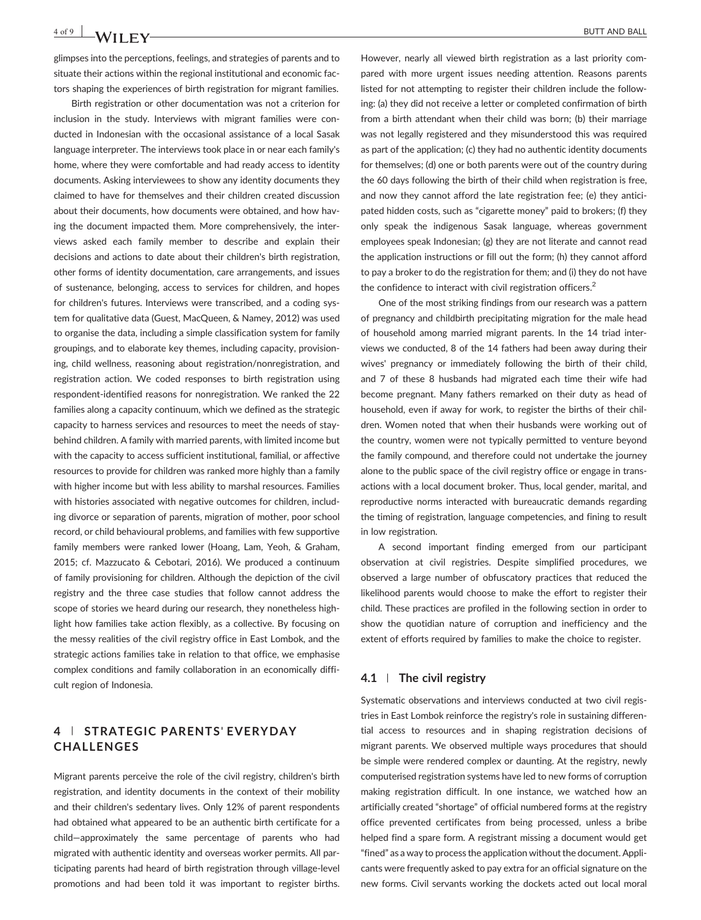glimpses into the perceptions, feelings, and strategies of parents and to situate their actions within the regional institutional and economic factors shaping the experiences of birth registration for migrant families.

Birth registration or other documentation was not a criterion for inclusion in the study. Interviews with migrant families were conducted in Indonesian with the occasional assistance of a local Sasak language interpreter. The interviews took place in or near each family's home, where they were comfortable and had ready access to identity documents. Asking interviewees to show any identity documents they claimed to have for themselves and their children created discussion about their documents, how documents were obtained, and how having the document impacted them. More comprehensively, the interviews asked each family member to describe and explain their decisions and actions to date about their children's birth registration, other forms of identity documentation, care arrangements, and issues of sustenance, belonging, access to services for children, and hopes for children's futures. Interviews were transcribed, and a coding system for qualitative data (Guest, MacQueen, & Namey, 2012) was used to organise the data, including a simple classification system for family groupings, and to elaborate key themes, including capacity, provisioning, child wellness, reasoning about registration/nonregistration, and registration action. We coded responses to birth registration using respondent-identified reasons for nonregistration. We ranked the 22 families along a capacity continuum, which we defined as the strategic capacity to harness services and resources to meet the needs of stay-behind children. A family with married parents, with limited income but with the capacity to access sufficient institutional, familial, or affective resources to provide for children was ranked more highly than a family with higher income but with less ability to marshal resources. Families with histories associated with negative outcomes for children, including divorce or separation of parents, migration of mother, poor school record, or child behavioural problems, and families with few supportive family members were ranked lower (Hoang, Lam, Yeoh, & Graham, 2015; cf. Mazzucato & Cebotari, 2016). We produced a continuum of family provisioning for children. Although the depiction of the civil registry and the three case studies that follow cannot address the scope of stories we heard during our research, they nonetheless highlight how families take action flexibly, as a collective. By focusing on the messy realities of the civil registry office in East Lombok, and the strategic actions families take in relation to that office, we emphasise complex conditions and family collaboration in an economically difficult region of Indonesia.

## 4 | STRATEGIC PARENTS' EVERYDAY CHALLENGES

Migrant parents perceive the role of the civil registry, children's birth registration, and identity documents in the context of their mobility and their children's sedentary lives. Only 12% of parent respondents had obtained what appeared to be an authentic birth certificate for a child—approximately the same percentage of parents who had migrated with authentic identity and overseas worker permits. All participating parents had heard of birth registration through village-level promotions and had been told it was important to register births. However, nearly all viewed birth registration as a last priority compared with more urgent issues needing attention. Reasons parents listed for not attempting to register their children include the following: (a) they did not receive a letter or completed confirmation of birth from a birth attendant when their child was born; (b) their marriage was not legally registered and they misunderstood this was required as part of the application; (c) they had no authentic identity documents for themselves; (d) one or both parents were out of the country during the 60 days following the birth of their child when registration is free, and now they cannot afford the late registration fee; (e) they anticipated hidden costs, such as "cigarette money" paid to brokers; (f) they only speak the indigenous Sasak language, whereas government employees speak Indonesian; (g) they are not literate and cannot read the application instructions or fill out the form; (h) they cannot afford to pay a broker to do the registration for them; and (i) they do not have the confidence to interact with civil registration officers.[2]

One of the most striking findings from our research was a pattern of pregnancy and childbirth precipitating migration for the male head of household among married migrant parents. In the 14 triad interviews we conducted, 8 of the 14 fathers had been away during their wives' pregnancy or immediately following the birth of their child, and 7 of these 8 husbands had migrated each time their wife had become pregnant. Many fathers remarked on their duty as head of household, even if away for work, to register the births of their children. Women noted that when their husbands were working out of the country, women were not typically permitted to venture beyond the family compound, and therefore could not undertake the journey alone to the public space of the civil registry office or engage in transactions with a local document broker. Thus, local gender, marital, and reproductive norms interacted with bureaucratic demands regarding the timing of registration, language competencies, and fining to result in low registration.

A second important finding emerged from our participant observation at civil registries. Despite simplified procedures, we observed a large number of obfuscatory practices that reduced the likelihood parents would choose to make the effort to register their child. These practices are profiled in the following section in order to show the quotidian nature of corruption and inefficiency and the extent of efforts required by families to make the choice to register.

### 4.1 | The civil registry

Systematic observations and interviews conducted at two civil registries in East Lombok reinforce the registry's role in sustaining differential access to resources and in shaping registration decisions of migrant parents. We observed multiple ways procedures that should be simple were rendered complex or daunting. At the registry, newly computerised registration systems have led to new forms of corruption making registration difficult. In one instance, we watched how an artificially created "shortage" of official numbered forms at the registry office prevented certificates from being processed, unless a bribe helped find a spare form. A registrant missing a document would get "fined" as a way to process the application without the document. Applicants were frequently asked to pay extra for an official signature on the new forms. Civil servants working the dockets acted out local moral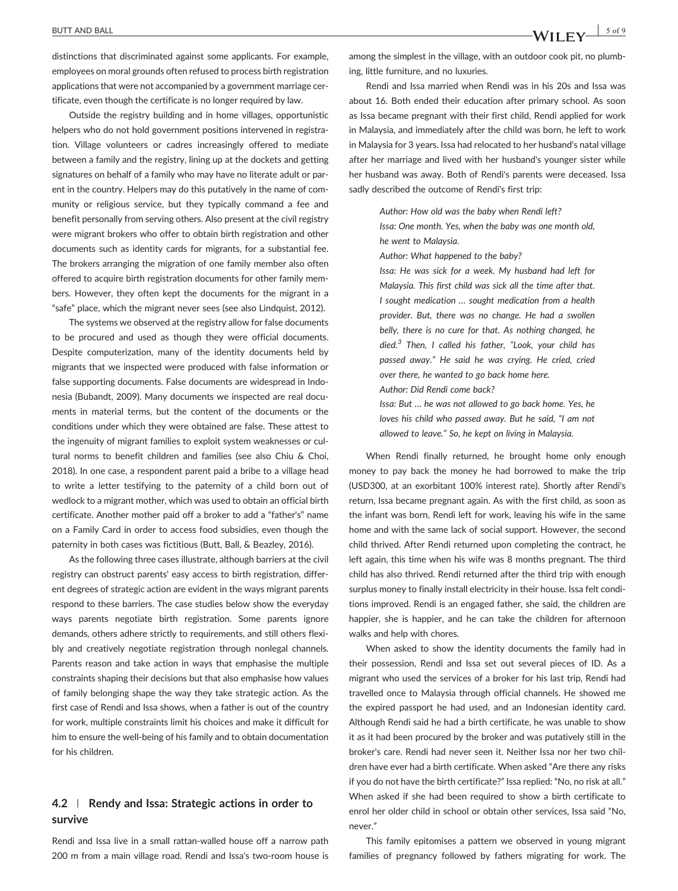distinctions that discriminated against some applicants. For example, employees on moral grounds often refused to process birth registration applications that were not accompanied by a government marriage certificate, even though the certificate is no longer required by law.

Outside the registry building and in home villages, opportunistic helpers who do not hold government positions intervened in registration. Village volunteers or cadres increasingly offered to mediate between a family and the registry, lining up at the dockets and getting signatures on behalf of a family who may have no literate adult or parent in the country. Helpers may do this putatively in the name of community or religious service, but they typically command a fee and benefit personally from serving others. Also present at the civil registry were migrant brokers who offer to obtain birth registration and other documents such as identity cards for migrants, for a substantial fee. The brokers arranging the migration of one family member also often offered to acquire birth registration documents for other family members. However, they often kept the documents for the migrant in a "safe" place, which the migrant never sees (see also Lindquist, 2012).

The systems we observed at the registry allow for false documents to be procured and used as though they were official documents. Despite computerization, many of the identity documents held by migrants that we inspected were produced with false information or false supporting documents. False documents are widespread in Indonesia (Bubandt, 2009). Many documents we inspected are real documents in material terms, but the content of the documents or the conditions under which they were obtained are false. These attest to the ingenuity of migrant families to exploit system weaknesses or cultural norms to benefit children and families (see also Chiu & Choi, 2018). In one case, a respondent parent paid a bribe to a village head to write a letter testifying to the paternity of a child born out of wedlock to a migrant mother, which was used to obtain an official birth certificate. Another mother paid off a broker to add a "father's" name on a Family Card in order to access food subsidies, even though the paternity in both cases was fictitious (Butt, Ball, & Beazley, 2016).

As the following three cases illustrate, although barriers at the civil registry can obstruct parents' easy access to birth registration, different degrees of strategic action are evident in the ways migrant parents respond to these barriers. The case studies below show the everyday ways parents negotiate birth registration. Some parents ignore demands, others adhere strictly to requirements, and still others flexibly and creatively negotiate registration through nonlegal channels. Parents reason and take action in ways that emphasise the multiple constraints shaping their decisions but that also emphasise how values of family belonging shape the way they take strategic action. As the first case of Rendi and Issa shows, when a father is out of the country for work, multiple constraints limit his choices and make it difficult for him to ensure the well-being of his family and to obtain documentation for his children.

### 4.2 | Rendy and Issa: Strategic actions in order to survive

Rendi and Issa live in a small rattan-walled house off a narrow path 200 m from a main village road. Rendi and Issa's two-room house is among the simplest in the village, with an outdoor cook pit, no plumbing, little furniture, and no luxuries.

Rendi and Issa married when Rendi was in his 20s and Issa was about 16. Both ended their education after primary school. As soon as Issa became pregnant with their first child, Rendi applied for work in Malaysia, and immediately after the child was born, he left to work in Malaysia for 3 years. Issa had relocated to her husband's natal village after her marriage and lived with her husband's younger sister while her husband was away. Both of Rendi's parents were deceased. Issa sadly described the outcome of Rendi's first trip:

> *Author: How old was the baby when Rendi left?*
> *Issa: One month. Yes, when the baby was one month old, he went to Malaysia.*
> *Author: What happened to the baby?*
> *Issa: He was sick for a week. My husband had left for Malaysia. This first child was sick all the time after that. I sought medication … sought medication from a health provider. But, there was no change. He had a swollen belly, there is no cure for that. As nothing changed, he died.*[3] *Then, I called his father, "Look, your child has passed away." He said he was crying. He cried, cried over there, he wanted to go back home here.*
> *Author: Did Rendi come back?*
> *Issa: But … he was not allowed to go back home. Yes, he loves his child who passed away. But he said, "I am not allowed to leave." So, he kept on living in Malaysia.*

When Rendi finally returned, he brought home only enough money to pay back the money he had borrowed to make the trip (USD300, at an exorbitant 100% interest rate). Shortly after Rendi's return, Issa became pregnant again. As with the first child, as soon as the infant was born, Rendi left for work, leaving his wife in the same home and with the same lack of social support. However, the second child thrived. After Rendi returned upon completing the contract, he left again, this time when his wife was 8 months pregnant. The third child has also thrived. Rendi returned after the third trip with enough surplus money to finally install electricity in their house. Issa felt conditions improved. Rendi is an engaged father, she said, the children are happier, she is happier, and he can take the children for afternoon walks and help with chores.

When asked to show the identity documents the family had in their possession, Rendi and Issa set out several pieces of ID. As a migrant who used the services of a broker for his last trip, Rendi had travelled once to Malaysia through official channels. He showed me the expired passport he had used, and an Indonesian identity card. Although Rendi said he had a birth certificate, he was unable to show it as it had been procured by the broker and was putatively still in the broker's care. Rendi had never seen it. Neither Issa nor her two children have ever had a birth certificate. When asked "Are there any risks if you do not have the birth certificate?" Issa replied: "No, no risk at all." When asked if she had been required to show a birth certificate to enrol her older child in school or obtain other services, Issa said "No, never."

This family epitomises a pattern we observed in young migrant families of pregnancy followed by fathers migrating for work. The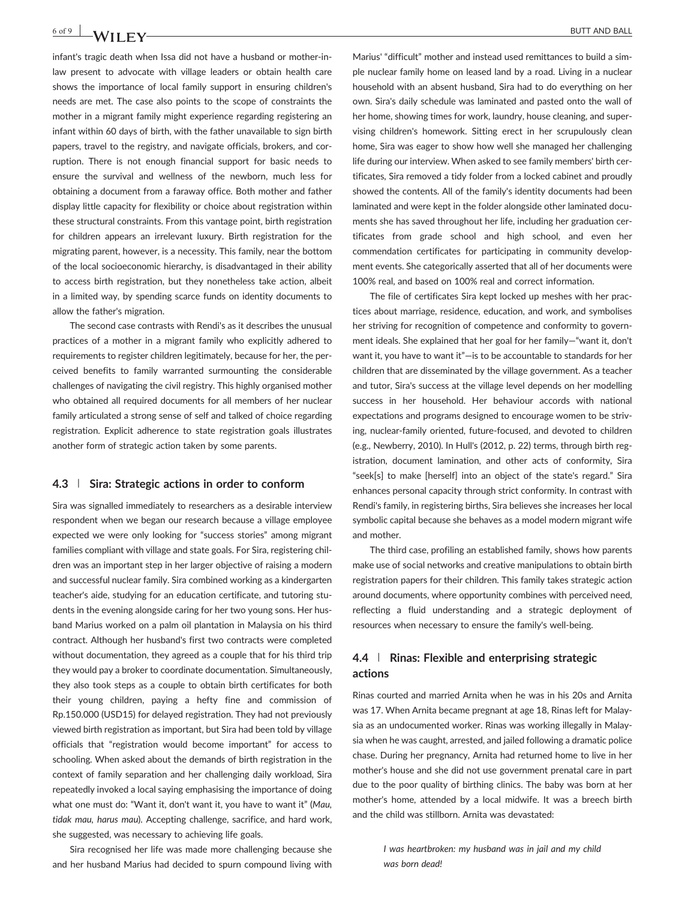infant's tragic death when Issa did not have a husband or mother-in-law present to advocate with village leaders or obtain health care shows the importance of local family support in ensuring children's needs are met. The case also points to the scope of constraints the mother in a migrant family might experience regarding registering an infant within 60 days of birth, with the father unavailable to sign birth papers, travel to the registry, and navigate officials, brokers, and corruption. There is not enough financial support for basic needs to ensure the survival and wellness of the newborn, much less for obtaining a document from a faraway office. Both mother and father display little capacity for flexibility or choice about registration within these structural constraints. From this vantage point, birth registration for children appears an irrelevant luxury. Birth registration for the migrating parent, however, is a necessity. This family, near the bottom of the local socioeconomic hierarchy, is disadvantaged in their ability to access birth registration, but they nonetheless take action, albeit in a limited way, by spending scarce funds on identity documents to allow the father's migration.

The second case contrasts with Rendi's as it describes the unusual practices of a mother in a migrant family who explicitly adhered to requirements to register children legitimately, because for her, the perceived benefits to family warranted surmounting the considerable challenges of navigating the civil registry. This highly organised mother who obtained all required documents for all members of her nuclear family articulated a strong sense of self and talked of choice regarding registration. Explicit adherence to state registration goals illustrates another form of strategic action taken by some parents.

### 4.3 | Sira: Strategic actions in order to conform

Sira was signalled immediately to researchers as a desirable interview respondent when we began our research because a village employee expected we were only looking for "success stories" among migrant families compliant with village and state goals. For Sira, registering children was an important step in her larger objective of raising a modern and successful nuclear family. Sira combined working as a kindergarten teacher's aide, studying for an education certificate, and tutoring students in the evening alongside caring for her two young sons. Her husband Marius worked on a palm oil plantation in Malaysia on his third contract. Although her husband's first two contracts were completed without documentation, they agreed as a couple that for his third trip they would pay a broker to coordinate documentation. Simultaneously, they also took steps as a couple to obtain birth certificates for both their young children, paying a hefty fine and commission of Rp.150.000 (USD15) for delayed registration. They had not previously viewed birth registration as important, but Sira had been told by village officials that "registration would become important" for access to schooling. When asked about the demands of birth registration in the context of family separation and her challenging daily workload, Sira repeatedly invoked a local saying emphasising the importance of doing what one must do: "Want it, don't want it, you have to want it" (*Mau, tidak mau, harus mau*). Accepting challenge, sacrifice, and hard work, she suggested, was necessary to achieving life goals.

Sira recognised her life was made more challenging because she and her husband Marius had decided to spurn compound living with Marius' "difficult" mother and instead used remittances to build a simple nuclear family home on leased land by a road. Living in a nuclear household with an absent husband, Sira had to do everything on her own. Sira's daily schedule was laminated and pasted onto the wall of her home, showing times for work, laundry, house cleaning, and supervising children's homework. Sitting erect in her scrupulously clean home, Sira was eager to show how well she managed her challenging life during our interview. When asked to see family members' birth certificates, Sira removed a tidy folder from a locked cabinet and proudly showed the contents. All of the family's identity documents had been laminated and were kept in the folder alongside other laminated documents she has saved throughout her life, including her graduation certificates from grade school and high school, and even her commendation certificates for participating in community development events. She categorically asserted that all of her documents were 100% real, and based on 100% real and correct information.

The file of certificates Sira kept locked up meshes with her practices about marriage, residence, education, and work, and symbolises her striving for recognition of competence and conformity to government ideals. She explained that her goal for her family—"want it, don't want it, you have to want it"—is to be accountable to standards for her children that are disseminated by the village government. As a teacher and tutor, Sira's success at the village level depends on her modelling success in her household. Her behaviour accords with national expectations and programs designed to encourage women to be striving, nuclear-family oriented, future-focused, and devoted to children (e.g., Newberry, 2010). In Hull's (2012, p. 22) terms, through birth registration, document lamination, and other acts of conformity, Sira "seek[s] to make [herself] into an object of the state's regard." Sira enhances personal capacity through strict conformity. In contrast with Rendi's family, in registering births, Sira believes she increases her local symbolic capital because she behaves as a model modern migrant wife and mother.

The third case, profiling an established family, shows how parents make use of social networks and creative manipulations to obtain birth registration papers for their children. This family takes strategic action around documents, where opportunity combines with perceived need, reflecting a fluid understanding and a strategic deployment of resources when necessary to ensure the family's well-being.

### 4.4 | Rinas: Flexible and enterprising strategic actions

Rinas courted and married Arnita when he was in his 20s and Arnita was 17. When Arnita became pregnant at age 18, Rinas left for Malaysia as an undocumented worker. Rinas was working illegally in Malaysia when he was caught, arrested, and jailed following a dramatic police chase. During her pregnancy, Arnita had returned home to live in her mother's house and she did not use government prenatal care in part due to the poor quality of birthing clinics. The baby was born at her mother's home, attended by a local midwife. It was a breech birth and the child was stillborn. Arnita was devastated:

> *I was heartbroken: my husband was in jail and my child was born dead!*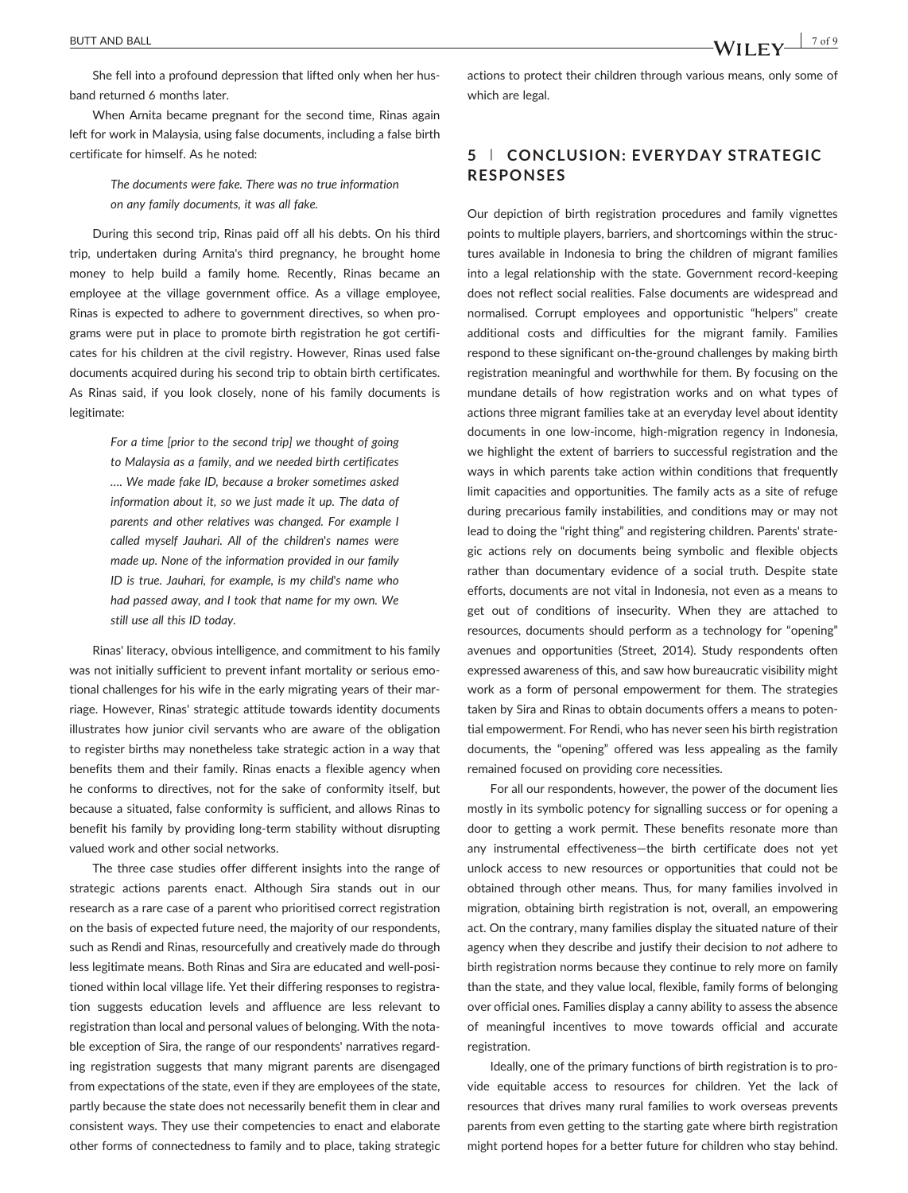She fell into a profound depression that lifted only when her husband returned 6 months later.

When Arnita became pregnant for the second time, Rinas again left for work in Malaysia, using false documents, including a false birth certificate for himself. As he noted:

> *The documents were fake. There was no true information on any family documents, it was all fake.*

During this second trip, Rinas paid off all his debts. On his third trip, undertaken during Arnita's third pregnancy, he brought home money to help build a family home. Recently, Rinas became an employee at the village government office. As a village employee, Rinas is expected to adhere to government directives, so when programs were put in place to promote birth registration he got certificates for his children at the civil registry. However, Rinas used false documents acquired during his second trip to obtain birth certificates. As Rinas said, if you look closely, none of his family documents is legitimate:

> *For a time [prior to the second trip] we thought of going to Malaysia as a family, and we needed birth certificates …. We made fake ID, because a broker sometimes asked information about it, so we just made it up. The data of parents and other relatives was changed. For example I called myself Jauhari. All of the children's names were made up. None of the information provided in our family ID is true. Jauhari, for example, is my child's name who had passed away, and I took that name for my own. We still use all this ID today.*

Rinas' literacy, obvious intelligence, and commitment to his family was not initially sufficient to prevent infant mortality or serious emotional challenges for his wife in the early migrating years of their marriage. However, Rinas' strategic attitude towards identity documents illustrates how junior civil servants who are aware of the obligation to register births may nonetheless take strategic action in a way that benefits them and their family. Rinas enacts a flexible agency when he conforms to directives, not for the sake of conformity itself, but because a situated, false conformity is sufficient, and allows Rinas to benefit his family by providing long-term stability without disrupting valued work and other social networks.

The three case studies offer different insights into the range of strategic actions parents enact. Although Sira stands out in our research as a rare case of a parent who prioritised correct registration on the basis of expected future need, the majority of our respondents, such as Rendi and Rinas, resourcefully and creatively made do through less legitimate means. Both Rinas and Sira are educated and well-positioned within local village life. Yet their differing responses to registration suggests education levels and affluence are less relevant to registration than local and personal values of belonging. With the notable exception of Sira, the range of our respondents' narratives regarding registration suggests that many migrant parents are disengaged from expectations of the state, even if they are employees of the state, partly because the state does not necessarily benefit them in clear and consistent ways. They use their competencies to enact and elaborate other forms of connectedness to family and to place, taking strategic actions to protect their children through various means, only some of which are legal.

## 5 | CONCLUSION: EVERYDAY STRATEGIC RESPONSES

Our depiction of birth registration procedures and family vignettes points to multiple players, barriers, and shortcomings within the structures available in Indonesia to bring the children of migrant families into a legal relationship with the state. Government record-keeping does not reflect social realities. False documents are widespread and normalised. Corrupt employees and opportunistic "helpers" create additional costs and difficulties for the migrant family. Families respond to these significant on-the-ground challenges by making birth registration meaningful and worthwhile for them. By focusing on the mundane details of how registration works and on what types of actions three migrant families take at an everyday level about identity documents in one low-income, high-migration regency in Indonesia, we highlight the extent of barriers to successful registration and the ways in which parents take action within conditions that frequently limit capacities and opportunities. The family acts as a site of refuge during precarious family instabilities, and conditions may or may not lead to doing the "right thing" and registering children. Parents' strategic actions rely on documents being symbolic and flexible objects rather than documentary evidence of a social truth. Despite state efforts, documents are not vital in Indonesia, not even as a means to get out of conditions of insecurity. When they are attached to resources, documents should perform as a technology for "opening" avenues and opportunities (Street, 2014). Study respondents often expressed awareness of this, and saw how bureaucratic visibility might work as a form of personal empowerment for them. The strategies taken by Sira and Rinas to obtain documents offers a means to potential empowerment. For Rendi, who has never seen his birth registration documents, the "opening" offered was less appealing as the family remained focused on providing core necessities.

For all our respondents, however, the power of the document lies mostly in its symbolic potency for signalling success or for opening a door to getting a work permit. These benefits resonate more than any instrumental effectiveness—the birth certificate does not yet unlock access to new resources or opportunities that could not be obtained through other means. Thus, for many families involved in migration, obtaining birth registration is not, overall, an empowering act. On the contrary, many families display the situated nature of their agency when they describe and justify their decision to *not* adhere to birth registration norms because they continue to rely more on family than the state, and they value local, flexible, family forms of belonging over official ones. Families display a canny ability to assess the absence of meaningful incentives to move towards official and accurate registration.

Ideally, one of the primary functions of birth registration is to provide equitable access to resources for children. Yet the lack of resources that drives many rural families to work overseas prevents parents from even getting to the starting gate where birth registration might portend hopes for a better future for children who stay behind.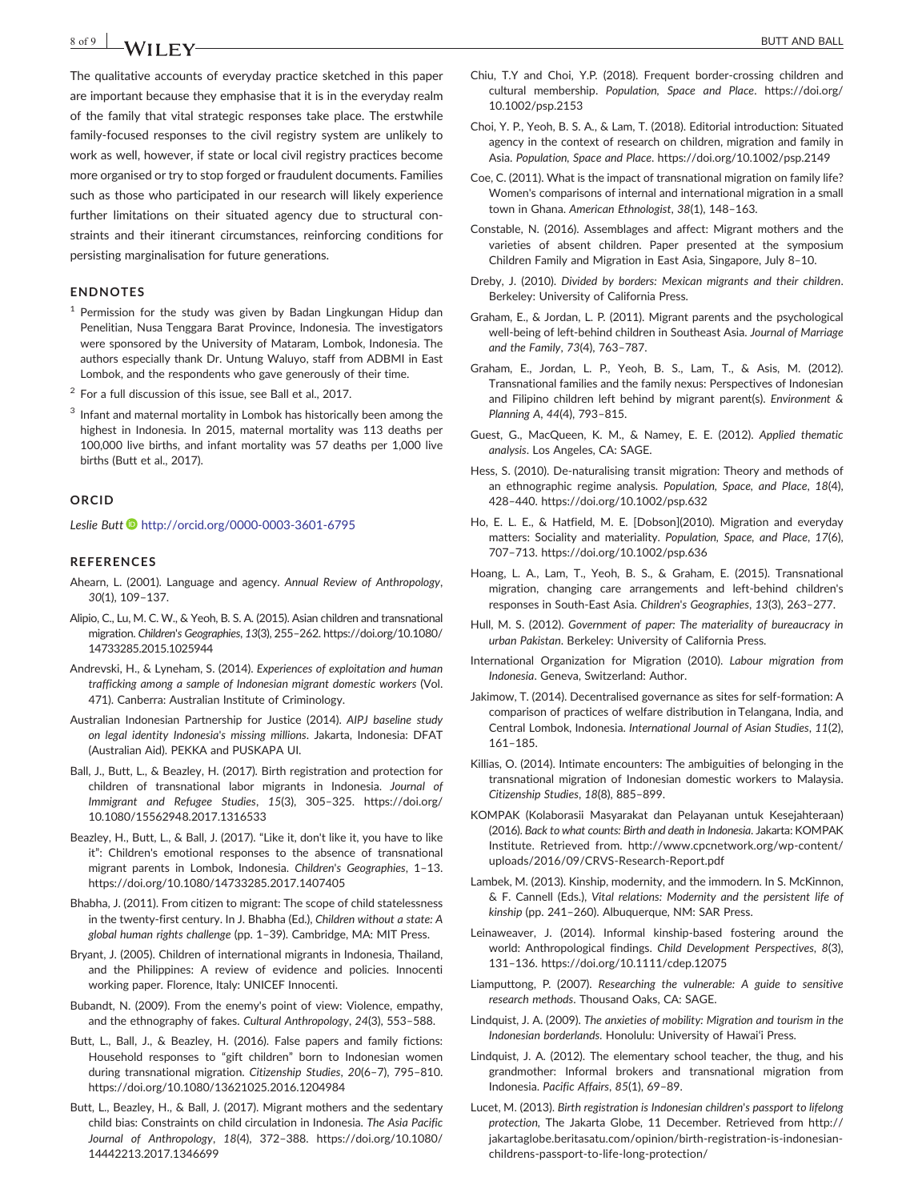The qualitative accounts of everyday practice sketched in this paper are important because they emphasise that it is in the everyday realm of the family that vital strategic responses take place. The erstwhile family-focused responses to the civil registry system are unlikely to work as well, however, if state or local civil registry practices become more organised or try to stop forged or fraudulent documents. Families such as those who participated in our research will likely experience further limitations on their situated agency due to structural constraints and their itinerant circumstances, reinforcing conditions for persisting marginalisation for future generations.

## ENDNOTES

[1] Permission for the study was given by Badan Lingkungan Hidup dan Penelitian, Nusa Tenggara Barat Province, Indonesia. The investigators were sponsored by the University of Mataram, Lombok, Indonesia. The authors especially thank Dr. Untung Waluyo, staff from ADBMI in East Lombok, and the respondents who gave generously of their time.

[2] For a full discussion of this issue, see Ball et al., 2017.

[3] Infant and maternal mortality in Lombok has historically been among the highest in Indonesia. In 2015, maternal mortality was 113 deaths per 100,000 live births, and infant mortality was 57 deaths per 1,000 live births (Butt et al., 2017).

## ORCID

*Leslie Butt* http://orcid.org/0000-0003-3601-6795

## REFERENCES

Ahearn, L. (2001). Language and agency. *Annual Review of Anthropology*, *30*(1), 109–137.

Alipio, C., Lu, M. C. W., & Yeoh, B. S. A. (2015). Asian children and transnational migration. *Children's Geographies*, *13*(3), 255–262. https://doi.org/10.1080/14733285.2015.1025944

Andrevski, H., & Lyneham, S. (2014). *Experiences of exploitation and human trafficking among a sample of Indonesian migrant domestic workers* (Vol. 471). Canberra: Australian Institute of Criminology.

Australian Indonesian Partnership for Justice (2014). *AIPJ baseline study on legal identity Indonesia's missing millions*. Jakarta, Indonesia: DFAT (Australian Aid). PEKKA and PUSKAPA UI.

Ball, J., Butt, L., & Beazley, H. (2017). Birth registration and protection for children of transnational labor migrants in Indonesia. *Journal of Immigrant and Refugee Studies*, *15*(3), 305–325. https://doi.org/10.1080/15562948.2017.1316533

Beazley, H., Butt, L., & Ball, J. (2017). "Like it, don't like it, you have to like it": Children's emotional responses to the absence of transnational migrant parents in Lombok, Indonesia. *Children's Geographies*, 1–13. https://doi.org/10.1080/14733285.2017.1407405

Bhabha, J. (2011). From citizen to migrant: The scope of child statelessness in the twenty-first century. In J. Bhabha (Ed.), *Children without a state: A global human rights challenge* (pp. 1–39). Cambridge, MA: MIT Press.

Bryant, J. (2005). Children of international migrants in Indonesia, Thailand, and the Philippines: A review of evidence and policies. Innocenti working paper. Florence, Italy: UNICEF Innocenti.

Bubandt, N. (2009). From the enemy's point of view: Violence, empathy, and the ethnography of fakes. *Cultural Anthropology*, *24*(3), 553–588.

Butt, L., Ball, J., & Beazley, H. (2016). False papers and family fictions: Household responses to "gift children" born to Indonesian women during transnational migration. *Citizenship Studies*, *20*(6–7), 795–810. https://doi.org/10.1080/13621025.2016.1204984

Butt, L., Beazley, H., & Ball, J. (2017). Migrant mothers and the sedentary child bias: Constraints on child circulation in Indonesia. *The Asia Pacific Journal of Anthropology*, *18*(4), 372–388. https://doi.org/10.1080/14442213.2017.1346699

Chiu, T.Y and Choi, Y.P. (2018). Frequent border-crossing children and cultural membership. *Population, Space and Place*. https://doi.org/10.1002/psp.2153

Choi, Y. P., Yeoh, B. S. A., & Lam, T. (2018). Editorial introduction: Situated agency in the context of research on children, migration and family in Asia. *Population, Space and Place*. https://doi.org/10.1002/psp.2149

Coe, C. (2011). What is the impact of transnational migration on family life? Women's comparisons of internal and international migration in a small town in Ghana. *American Ethnologist*, *38*(1), 148–163.

Constable, N. (2016). Assemblages and affect: Migrant mothers and the varieties of absent children. Paper presented at the symposium Children Family and Migration in East Asia, Singapore, July 8–10.

Dreby, J. (2010). *Divided by borders: Mexican migrants and their children*. Berkeley: University of California Press.

Graham, E., & Jordan, L. P. (2011). Migrant parents and the psychological well-being of left-behind children in Southeast Asia. *Journal of Marriage and the Family*, *73*(4), 763–787.

Graham, E., Jordan, L. P., Yeoh, B. S., Lam, T., & Asis, M. (2012). Transnational families and the family nexus: Perspectives of Indonesian and Filipino children left behind by migrant parent(s). *Environment & Planning A*, *44*(4), 793–815.

Guest, G., MacQueen, K. M., & Namey, E. E. (2012). *Applied thematic analysis*. Los Angeles, CA: SAGE.

Hess, S. (2010). De-naturalising transit migration: Theory and methods of an ethnographic regime analysis. *Population, Space, and Place*, *18*(4), 428–440. https://doi.org/10.1002/psp.632

Ho, E. L. E., & Hatfield, M. E. [Dobson](2010). Migration and everyday matters: Sociality and materiality. *Population, Space, and Place*, *17*(6), 707–713. https://doi.org/10.1002/psp.636

Hoang, L. A., Lam, T., Yeoh, B. S., & Graham, E. (2015). Transnational migration, changing care arrangements and left-behind children's responses in South-East Asia. *Children's Geographies*, *13*(3), 263–277.

Hull, M. S. (2012). *Government of paper: The materiality of bureaucracy in urban Pakistan*. Berkeley: University of California Press.

International Organization for Migration (2010). *Labour migration from Indonesia*. Geneva, Switzerland: Author.

Jakimow, T. (2014). Decentralised governance as sites for self-formation: A comparison of practices of welfare distribution in Telangana, India, and Central Lombok, Indonesia. *International Journal of Asian Studies*, *11*(2), 161–185.

Killias, O. (2014). Intimate encounters: The ambiguities of belonging in the transnational migration of Indonesian domestic workers to Malaysia. *Citizenship Studies*, *18*(8), 885–899.

KOMPAK (Kolaborasii Masyarakat dan Pelayanan untuk Kesejahteraan) (2016). *Back to what counts: Birth and death in Indonesia*. Jakarta: KOMPAK Institute. Retrieved from. http://www.cpcnetwork.org/wp-content/uploads/2016/09/CRVS-Research-Report.pdf

Lambek, M. (2013). Kinship, modernity, and the immodern. In S. McKinnon, & F. Cannell (Eds.), *Vital relations: Modernity and the persistent life of kinship* (pp. 241–260). Albuquerque, NM: SAR Press.

Leinaweaver, J. (2014). Informal kinship-based fostering around the world: Anthropological findings. *Child Development Perspectives*, *8*(3), 131–136. https://doi.org/10.1111/cdep.12075

Liamputtong, P. (2007). *Researching the vulnerable: A guide to sensitive research methods*. Thousand Oaks, CA: SAGE.

Lindquist, J. A. (2009). *The anxieties of mobility: Migration and tourism in the Indonesian borderlands*. Honolulu: University of Hawai'i Press.

Lindquist, J. A. (2012). The elementary school teacher, the thug, and his grandmother: Informal brokers and transnational migration from Indonesia. *Pacific Affairs*, *85*(1), 69–89.

Lucet, M. (2013). *Birth registration is Indonesian children's passport to lifelong protection*, The Jakarta Globe, 11 December. Retrieved from http://jakartaglobe.beritasatu.com/opinion/birth-registration-is-indonesian-childrens-passport-to-life-long-protection/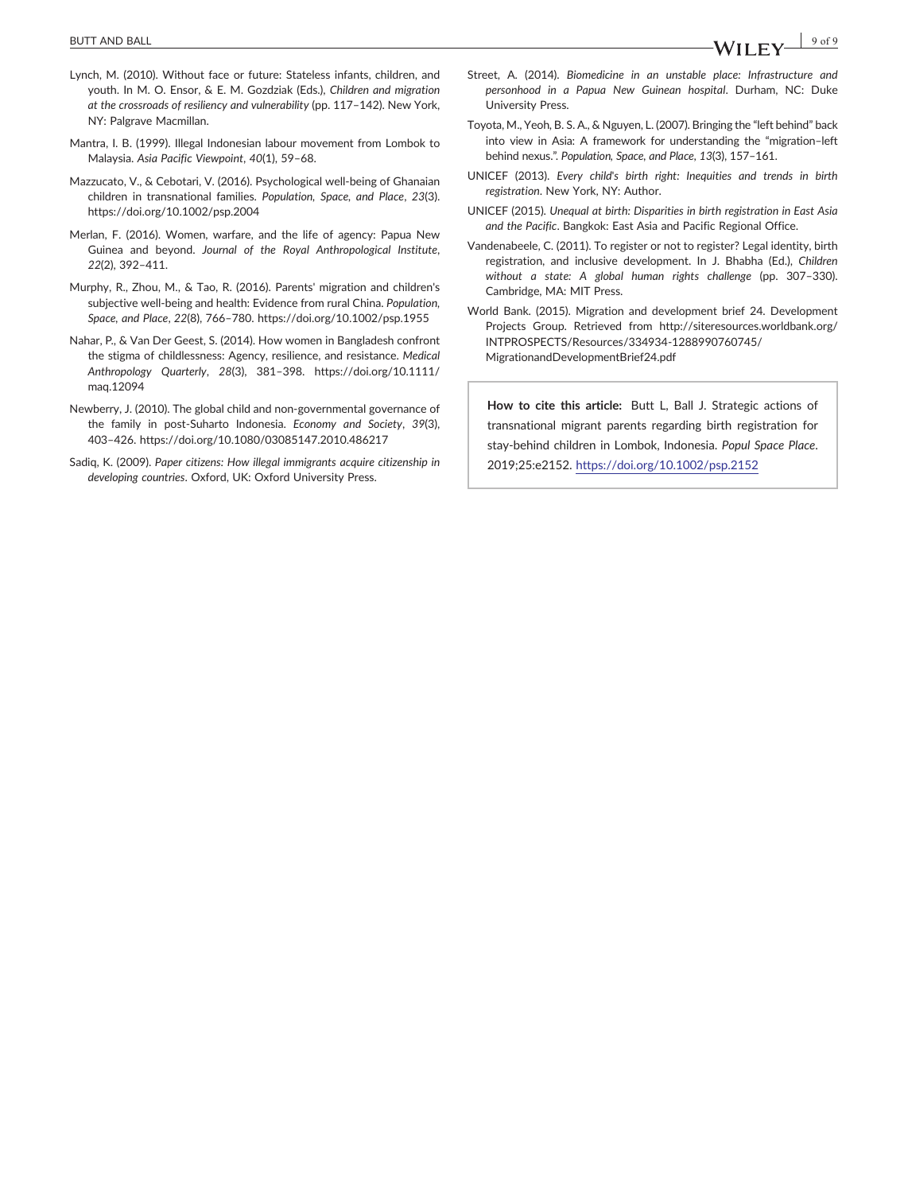Lynch, M. (2010). Without face or future: Stateless infants, children, and youth. In M. O. Ensor, & E. M. Gozdziak (Eds.), *Children and migration at the crossroads of resiliency and vulnerability* (pp. 117–142). New York, NY: Palgrave Macmillan.

Mantra, I. B. (1999). Illegal Indonesian labour movement from Lombok to Malaysia. *Asia Pacific Viewpoint*, *40*(1), 59–68.

Mazzucato, V., & Cebotari, V. (2016). Psychological well-being of Ghanaian children in transnational families. *Population, Space, and Place*, *23*(3). https://doi.org/10.1002/psp.2004

Merlan, F. (2016). Women, warfare, and the life of agency: Papua New Guinea and beyond. *Journal of the Royal Anthropological Institute*, *22*(2), 392–411.

Murphy, R., Zhou, M., & Tao, R. (2016). Parents' migration and children's subjective well-being and health: Evidence from rural China. *Population, Space, and Place*, *22*(8), 766–780. https://doi.org/10.1002/psp.1955

Nahar, P., & Van Der Geest, S. (2014). How women in Bangladesh confront the stigma of childlessness: Agency, resilience, and resistance. *Medical Anthropology Quarterly*, *28*(3), 381–398. https://doi.org/10.1111/maq.12094

Newberry, J. (2010). The global child and non-governmental governance of the family in post-Suharto Indonesia. *Economy and Society*, *39*(3), 403–426. https://doi.org/10.1080/03085147.2010.486217

Sadiq, K. (2009). *Paper citizens: How illegal immigrants acquire citizenship in developing countries*. Oxford, UK: Oxford University Press.

Street, A. (2014). *Biomedicine in an unstable place: Infrastructure and personhood in a Papua New Guinean hospital*. Durham, NC: Duke University Press.

Toyota, M., Yeoh, B. S. A., & Nguyen, L. (2007). Bringing the "left behind" back into view in Asia: A framework for understanding the "migration–left behind nexus.". *Population, Space, and Place*, *13*(3), 157–161.

UNICEF (2013). *Every child's birth right: Inequities and trends in birth registration*. New York, NY: Author.

UNICEF (2015). *Unequal at birth: Disparities in birth registration in East Asia and the Pacific*. Bangkok: East Asia and Pacific Regional Office.

Vandenabeele, C. (2011). To register or not to register? Legal identity, birth registration, and inclusive development. In J. Bhabha (Ed.), *Children without a state: A global human rights challenge* (pp. 307–330). Cambridge, MA: MIT Press.

World Bank. (2015). Migration and development brief 24. Development Projects Group. Retrieved from http://siteresources.worldbank.org/INTPROSPECTS/Resources/334934-1288990760745/MigrationandDevelopmentBrief24.pdf

**How to cite this article:** Butt L, Ball J. Strategic actions of transnational migrant parents regarding birth registration for stay-behind children in Lombok, Indonesia. *Popul Space Place*. 2019;25:e2152. https://doi.org/10.1002/psp.2152